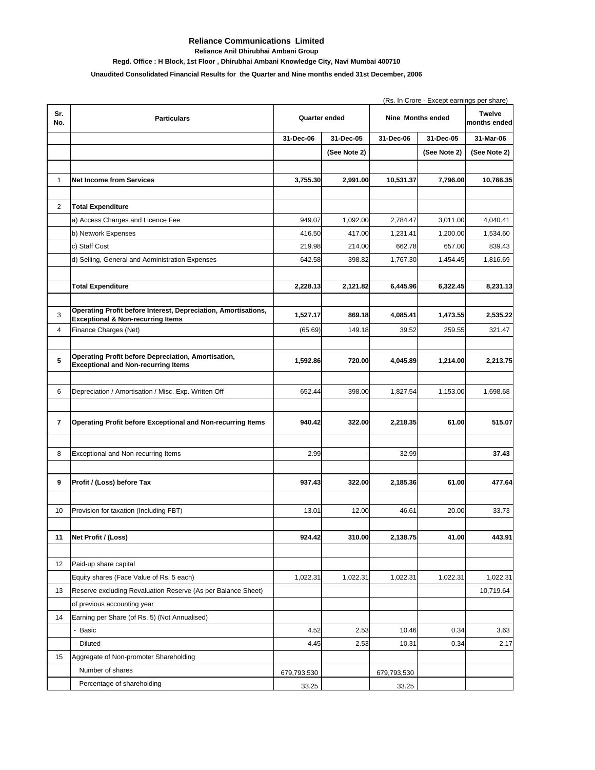# Reliance Communications Limited

**Reliance Anil Dhirubhai Ambani Group**

**Regd. Office : H Block, 1st Floor , Dhirubhai Ambani Knowledge City, Navi Mumbai 400710**

**Unaudited Consolidated Financial Results for the Quarter and Nine months ended 31st December, 2006**

(Rs. In Crore - Except earnings per share)

| Sr. No. | Particulars | Quarter ended | | Nine Months ended | | Twelve months ended |
|---|---|---|---|---|---|---|
| | | 31-Dec-06 | 31-Dec-05 | 31-Dec-06 | 31-Dec-05 | 31-Mar-06 |
| | | | (See Note 2) | | (See Note 2) | (See Note 2) |
| 1 | **Net Income from Services** | **3,755.30** | **2,991.00** | **10,531.37** | **7,796.00** | **10,766.35** |
| 2 | **Total Expenditure** | | | | | |
| | a) Access Charges and Licence Fee | 949.07 | 1,092.00 | 2,784.47 | 3,011.00 | 4,040.41 |
| | b) Network Expenses | 416.50 | 417.00 | 1,231.41 | 1,200.00 | 1,534.60 |
| | c) Staff Cost | 219.98 | 214.00 | 662.78 | 657.00 | 839.43 |
| | d) Selling, General and Administration Expenses | 642.58 | 398.82 | 1,767.30 | 1,454.45 | 1,816.69 |
| | **Total Expenditure** | **2,228.13** | **2,121.82** | **6,445.96** | **6,322.45** | **8,231.13** |
| 3 | **Operating Profit before Interest, Depreciation, Amortisations, Exceptional & Non-recurring Items** | **1,527.17** | **869.18** | **4,085.41** | **1,473.55** | **2,535.22** |
| 4 | Finance Charges (Net) | (65.69) | 149.18 | 39.52 | 259.55 | 321.47 |
| **5** | **Operating Profit before Depreciation, Amortisation, Exceptional and Non-recurring Items** | **1,592.86** | **720.00** | **4,045.89** | **1,214.00** | **2,213.75** |
| 6 | Depreciation / Amortisation / Misc. Exp. Written Off | 652.44 | 398.00 | 1,827.54 | 1,153.00 | 1,698.68 |
| **7** | **Operating Profit before Exceptional and Non-recurring Items** | **940.42** | **322.00** | **2,218.35** | **61.00** | **515.07** |
| 8 | Exceptional and Non-recurring Items | 2.99 | - | 32.99 | - | **37.43** |
| **9** | **Profit / (Loss) before Tax** | **937.43** | **322.00** | **2,185.36** | **61.00** | **477.64** |
| 10 | Provision for taxation (Including FBT) | 13.01 | 12.00 | 46.61 | 20.00 | 33.73 |
| **11** | **Net Profit / (Loss)** | **924.42** | **310.00** | **2,138.75** | **41.00** | **443.91** |
| 12 | Paid-up share capital | | | | | |
| | Equity shares (Face Value of Rs. 5 each) | 1,022.31 | 1,022.31 | 1,022.31 | 1,022.31 | 1,022.31 |
| 13 | Reserve excluding Revaluation Reserve (As per Balance Sheet) of previous accounting year | | | | | 10,719.64 |
| 14 | Earning per Share (of Rs. 5) (Not Annualised) | | | | | |
| | - Basic | 4.52 | 2.53 | 10.46 | 0.34 | 3.63 |
| | - Diluted | 4.45 | 2.53 | 10.31 | 0.34 | 2.17 |
| 15 | Aggregate of Non-promoter Shareholding | | | | | |
| | Number of shares | 679,793,530 | | 679,793,530 | | |
| | Percentage of shareholding | 33.25 | | 33.25 | | |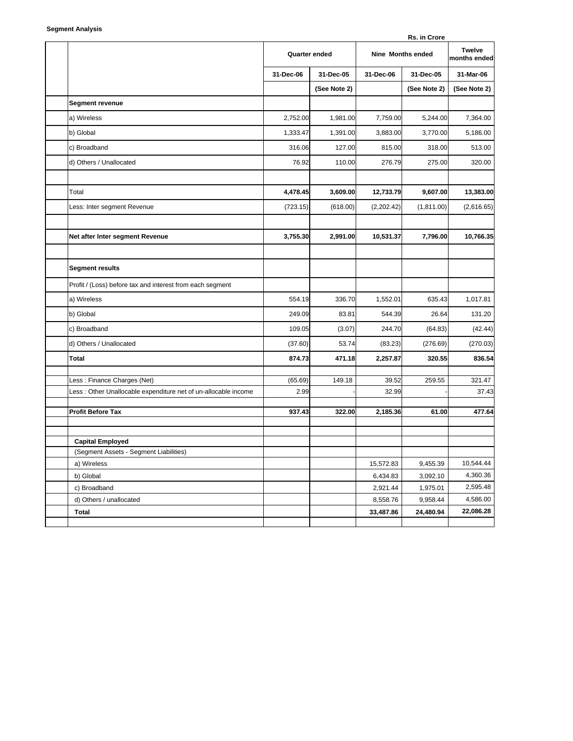**Segment Analysis**

Rs. in Crore

| | Quarter ended | | Nine Months ended | | Twelve months ended |
|---|---|---|---|---|---|
| | 31-Dec-06 | 31-Dec-05 | 31-Dec-06 | 31-Dec-05 | 31-Mar-06 |
| | | (See Note 2) | | (See Note 2) | (See Note 2) |
| **Segment revenue** | | | | | |
| a) Wireless | 2,752.00 | 1,981.00 | 7,759.00 | 5,244.00 | 7,364.00 |
| b) Global | 1,333.47 | 1,391.00 | 3,883.00 | 3,770.00 | 5,186.00 |
| c) Broadband | 316.06 | 127.00 | 815.00 | 318.00 | 513.00 |
| d) Others / Unallocated | 76.92 | 110.00 | 276.79 | 275.00 | 320.00 |
| | | | | | |
| Total | **4,478.45** | **3,609.00** | **12,733.79** | **9,607.00** | **13,383.00** |
| Less: Inter segment Revenue | (723.15) | (618.00) | (2,202.42) | (1,811.00) | (2,616.65) |
| | | | | | |
| **Net after Inter segment Revenue** | **3,755.30** | **2,991.00** | **10,531.37** | **7,796.00** | **10,766.35** |
| | | | | | |
| **Segment results** | | | | | |
| Profit / (Loss) before tax and interest from each segment | | | | | |
| a) Wireless | 554.19 | 336.70 | 1,552.01 | 635.43 | 1,017.81 |
| b) Global | 249.09 | 83.81 | 544.39 | 26.64 | 131.20 |
| c) Broadband | 109.05 | (3.07) | 244.70 | (64.83) | (42.44) |
| d) Others / Unallocated | (37.60) | 53.74 | (83.23) | (276.69) | (270.03) |
| **Total** | **874.73** | **471.18** | **2,257.87** | **320.55** | **836.54** |
| | | | | | |
| Less : Finance Charges (Net) | (65.69) | 149.18 | 39.52 | 259.55 | 321.47 |
| Less : Other Unallocable expenditure net of un-allocable income | 2.99 | - | 32.99 | - | 37.43 |
| | | | | | |
| **Profit Before Tax** | **937.43** | **322.00** | **2,185.36** | **61.00** | **477.64** |
| | | | | | |
| **Capital Employed** | | | | | |
| (Segment Assets - Segment Liabilities) | | | | | |
| a) Wireless | | | 15,572.83 | 9,455.39 | 10,544.44 |
| b) Global | | | 6,434.83 | 3,092.10 | 4,360.36 |
| c) Broadband | | | 2,921.44 | 1,975.01 | 2,595.48 |
| d) Others / unallocated | | | 8,558.76 | 9,958.44 | 4,586.00 |
| **Total** | | | **33,487.86** | **24,480.94** | **22,086.28** |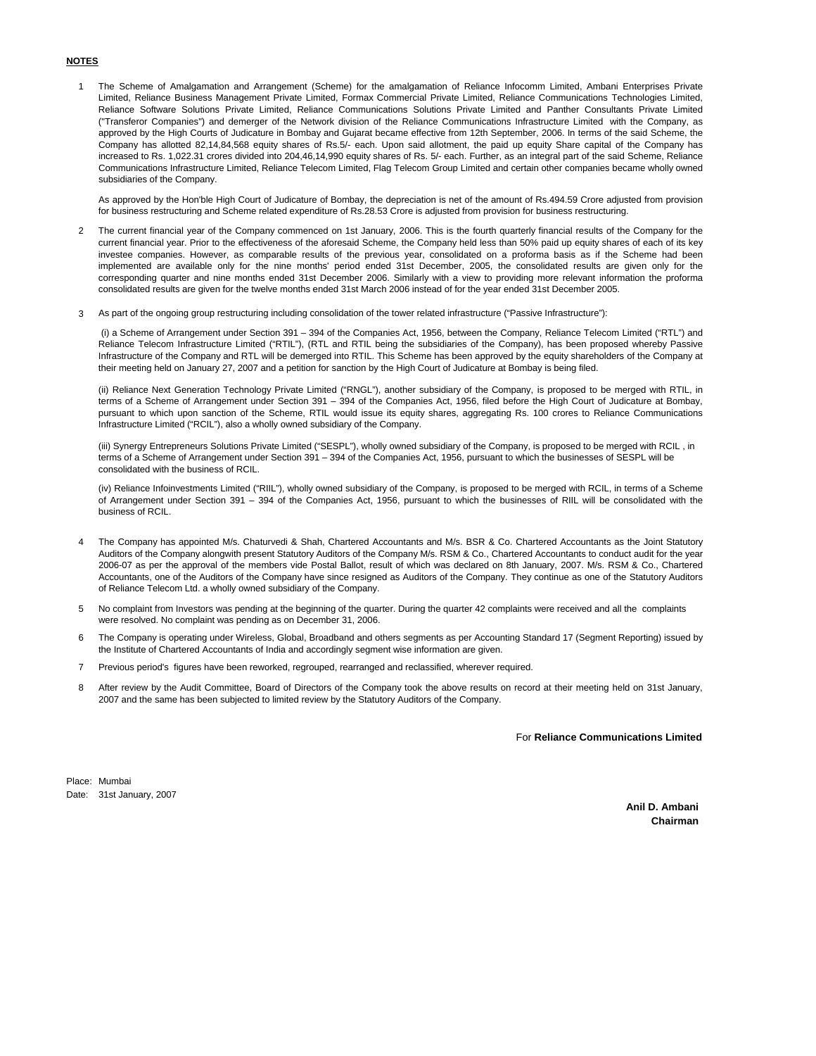**NOTES**

1. The Scheme of Amalgamation and Arrangement (Scheme) for the amalgamation of Reliance Infocomm Limited, Ambani Enterprises Private Limited, Reliance Business Management Private Limited, Formax Commercial Private Limited, Reliance Communications Technologies Limited, Reliance Software Solutions Private Limited, Reliance Communications Solutions Private Limited and Panther Consultants Private Limited ("Transferor Companies") and demerger of the Network division of the Reliance Communications Infrastructure Limited with the Company, as approved by the High Courts of Judicature in Bombay and Gujarat became effective from 12th September, 2006. In terms of the said Scheme, the Company has allotted 82,14,84,568 equity shares of Rs.5/- each. Upon said allotment, the paid up equity Share capital of the Company has increased to Rs. 1,022.31 crores divided into 204,46,14,990 equity shares of Rs. 5/- each. Further, as an integral part of the said Scheme, Reliance Communications Infrastructure Limited, Reliance Telecom Limited, Flag Telecom Group Limited and certain other companies became wholly owned subsidiaries of the Company.

   As approved by the Hon'ble High Court of Judicature of Bombay, the depreciation is net of the amount of Rs.494.59 Crore adjusted from provision for business restructuring and Scheme related expenditure of Rs.28.53 Crore is adjusted from provision for business restructuring.

2. The current financial year of the Company commenced on 1st January, 2006. This is the fourth quarterly financial results of the Company for the current financial year. Prior to the effectiveness of the aforesaid Scheme, the Company held less than 50% paid up equity shares of each of its key investee companies. However, as comparable results of the previous year, consolidated on a proforma basis as if the Scheme had been implemented are available only for the nine months' period ended 31st December, 2005, the consolidated results are given only for the corresponding quarter and nine months ended 31st December 2006. Similarly with a view to providing more relevant information the proforma consolidated results are given for the twelve months ended 31st March 2006 instead of for the year ended 31st December 2005.

3. As part of the ongoing group restructuring including consolidation of the tower related infrastructure ("Passive Infrastructure"):

   (i) a Scheme of Arrangement under Section 391 – 394 of the Companies Act, 1956, between the Company, Reliance Telecom Limited ("RTL") and Reliance Telecom Infrastructure Limited ("RTIL"), (RTL and RTIL being the subsidiaries of the Company), has been proposed whereby Passive Infrastructure of the Company and RTL will be demerged into RTIL. This Scheme has been approved by the equity shareholders of the Company at their meeting held on January 27, 2007 and a petition for sanction by the High Court of Judicature at Bombay is being filed.

   (ii) Reliance Next Generation Technology Private Limited ("RNGL"), another subsidiary of the Company, is proposed to be merged with RTIL, in terms of a Scheme of Arrangement under Section 391 – 394 of the Companies Act, 1956, filed before the High Court of Judicature at Bombay, pursuant to which upon sanction of the Scheme, RTIL would issue its equity shares, aggregating Rs. 100 crores to Reliance Communications Infrastructure Limited ("RCIL"), also a wholly owned subsidiary of the Company.

   (iii) Synergy Entrepreneurs Solutions Private Limited ("SESPL"), wholly owned subsidiary of the Company, is proposed to be merged with RCIL , in terms of a Scheme of Arrangement under Section 391 – 394 of the Companies Act, 1956, pursuant to which the businesses of SESPL will be consolidated with the business of RCIL.

   (iv) Reliance Infoinvestments Limited ("RIIL"), wholly owned subsidiary of the Company, is proposed to be merged with RCIL, in terms of a Scheme of Arrangement under Section 391 – 394 of the Companies Act, 1956, pursuant to which the businesses of RIIL will be consolidated with the business of RCIL.

4. The Company has appointed M/s. Chaturvedi & Shah, Chartered Accountants and M/s. BSR & Co. Chartered Accountants as the Joint Statutory Auditors of the Company alongwith present Statutory Auditors of the Company M/s. RSM & Co., Chartered Accountants to conduct audit for the year 2006-07 as per the approval of the members vide Postal Ballot, result of which was declared on 8th January, 2007. M/s. RSM & Co., Chartered Accountants, one of the Auditors of the Company have since resigned as Auditors of the Company. They continue as one of the Statutory Auditors of Reliance Telecom Ltd. a wholly owned subsidiary of the Company.

5. No complaint from Investors was pending at the beginning of the quarter. During the quarter 42 complaints were received and all the complaints were resolved. No complaint was pending as on December 31, 2006.

6. The Company is operating under Wireless, Global, Broadband and others segments as per Accounting Standard 17 (Segment Reporting) issued by the Institute of Chartered Accountants of India and accordingly segment wise information are given.

7. Previous period's figures have been reworked, regrouped, rearranged and reclassified, wherever required.

8. After review by the Audit Committee, Board of Directors of the Company took the above results on record at their meeting held on 31st January, 2007 and the same has been subjected to limited review by the Statutory Auditors of the Company.

For **Reliance Communications Limited**

Place: Mumbai
Date: 31st January, 2007

**Anil D. Ambani**
**Chairman**